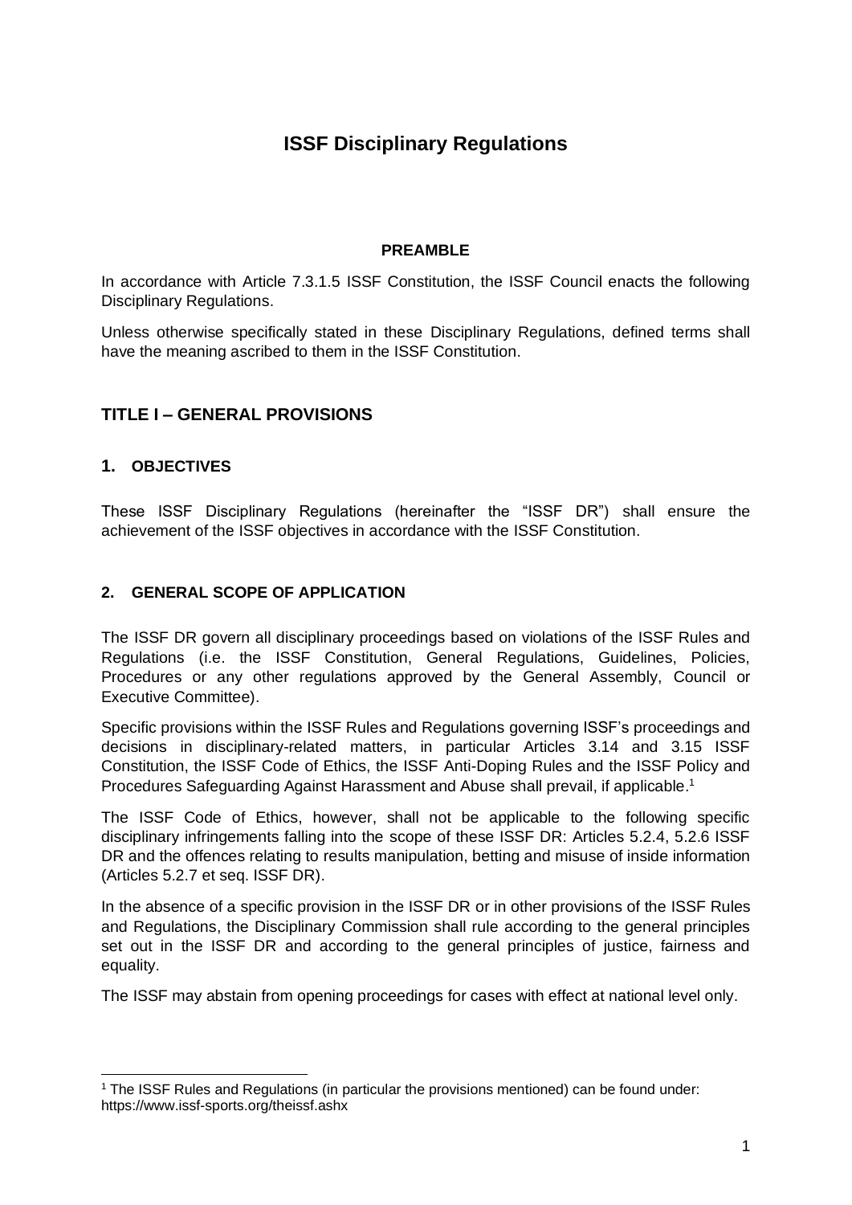# ISSF Disciplinary Regulations

**PREAMBLE**

In accordance with Article 7.3.1.5 ISSF Constitution, the ISSF Council enacts the following Disciplinary Regulations.

Unless otherwise specifically stated in these Disciplinary Regulations, defined terms shall have the meaning ascribed to them in the ISSF Constitution.

## TITLE I – GENERAL PROVISIONS

### 1. OBJECTIVES

These ISSF Disciplinary Regulations (hereinafter the "ISSF DR") shall ensure the achievement of the ISSF objectives in accordance with the ISSF Constitution.

### 2. GENERAL SCOPE OF APPLICATION

The ISSF DR govern all disciplinary proceedings based on violations of the ISSF Rules and Regulations (i.e. the ISSF Constitution, General Regulations, Guidelines, Policies, Procedures or any other regulations approved by the General Assembly, Council or Executive Committee).

Specific provisions within the ISSF Rules and Regulations governing ISSF's proceedings and decisions in disciplinary-related matters, in particular Articles 3.14 and 3.15 ISSF Constitution, the ISSF Code of Ethics, the ISSF Anti-Doping Rules and the ISSF Policy and Procedures Safeguarding Against Harassment and Abuse shall prevail, if applicable.[1]

The ISSF Code of Ethics, however, shall not be applicable to the following specific disciplinary infringements falling into the scope of these ISSF DR: Articles 5.2.4, 5.2.6 ISSF DR and the offences relating to results manipulation, betting and misuse of inside information (Articles 5.2.7 et seq. ISSF DR).

In the absence of a specific provision in the ISSF DR or in other provisions of the ISSF Rules and Regulations, the Disciplinary Commission shall rule according to the general principles set out in the ISSF DR and according to the general principles of justice, fairness and equality.

The ISSF may abstain from opening proceedings for cases with effect at national level only.

[1] The ISSF Rules and Regulations (in particular the provisions mentioned) can be found under: https://www.issf-sports.org/theissf.ashx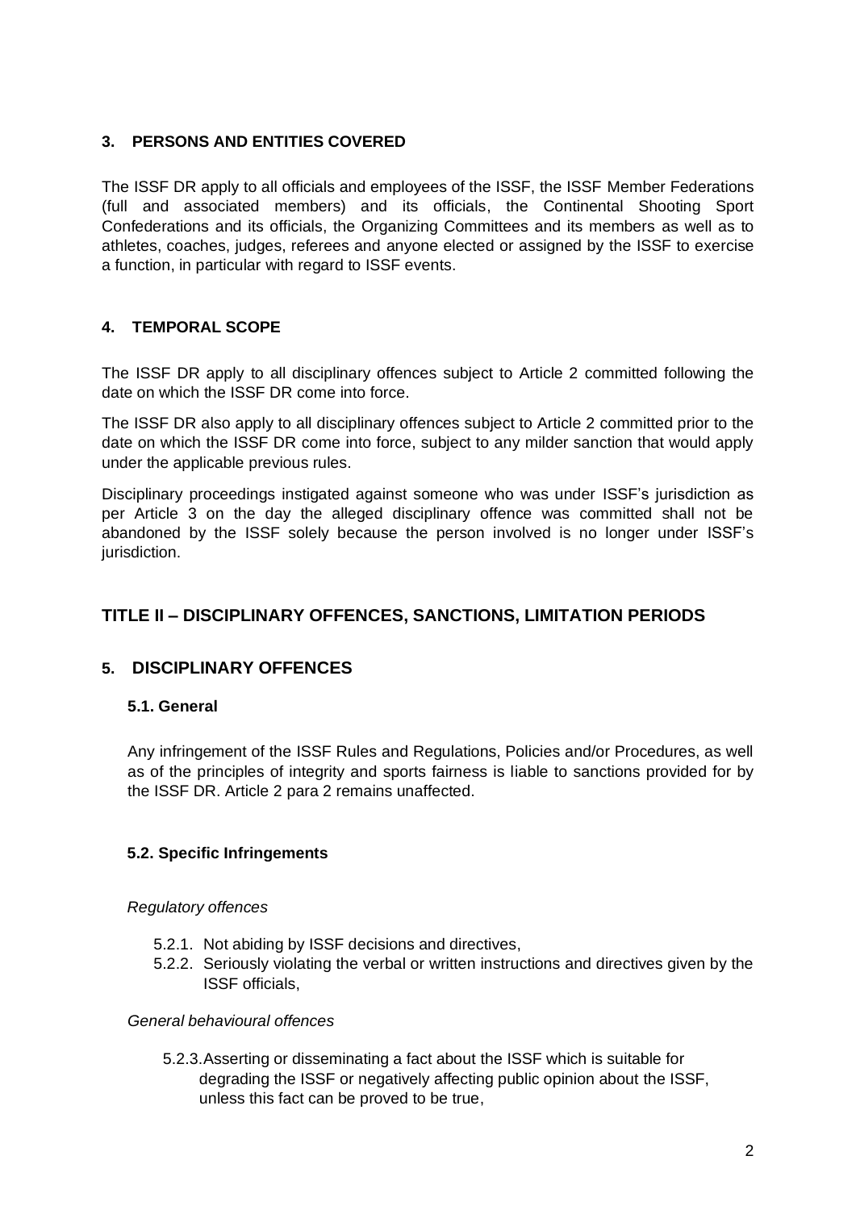## 3. PERSONS AND ENTITIES COVERED

The ISSF DR apply to all officials and employees of the ISSF, the ISSF Member Federations (full and associated members) and its officials, the Continental Shooting Sport Confederations and its officials, the Organizing Committees and its members as well as to athletes, coaches, judges, referees and anyone elected or assigned by the ISSF to exercise a function, in particular with regard to ISSF events.

## 4. TEMPORAL SCOPE

The ISSF DR apply to all disciplinary offences subject to Article 2 committed following the date on which the ISSF DR come into force.

The ISSF DR also apply to all disciplinary offences subject to Article 2 committed prior to the date on which the ISSF DR come into force, subject to any milder sanction that would apply under the applicable previous rules.

Disciplinary proceedings instigated against someone who was under ISSF's jurisdiction as per Article 3 on the day the alleged disciplinary offence was committed shall not be abandoned by the ISSF solely because the person involved is no longer under ISSF's jurisdiction.

# TITLE II – DISCIPLINARY OFFENCES, SANCTIONS, LIMITATION PERIODS

## 5. DISCIPLINARY OFFENCES

### 5.1. General

Any infringement of the ISSF Rules and Regulations, Policies and/or Procedures, as well as of the principles of integrity and sports fairness is liable to sanctions provided for by the ISSF DR. Article 2 para 2 remains unaffected.

### 5.2. Specific Infringements

*Regulatory offences*

5.2.1. Not abiding by ISSF decisions and directives,

5.2.2. Seriously violating the verbal or written instructions and directives given by the ISSF officials,

*General behavioural offences*

5.2.3. Asserting or disseminating a fact about the ISSF which is suitable for degrading the ISSF or negatively affecting public opinion about the ISSF, unless this fact can be proved to be true,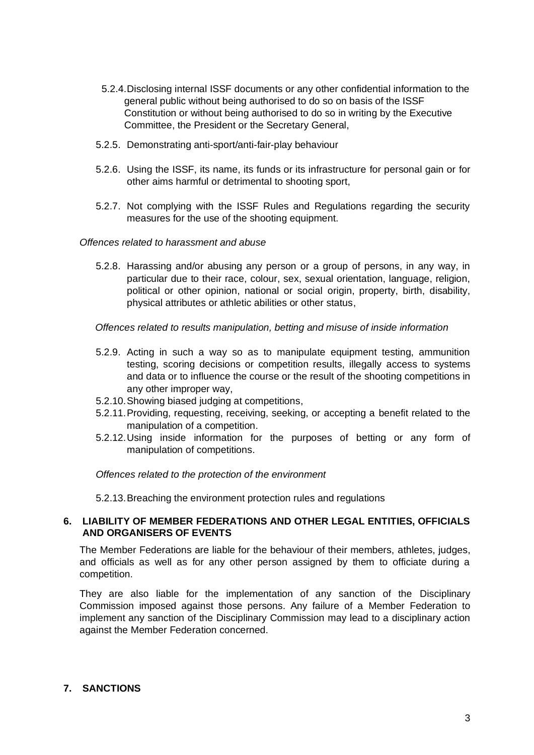5.2.4. Disclosing internal ISSF documents or any other confidential information to the general public without being authorised to do so on basis of the ISSF Constitution or without being authorised to do so in writing by the Executive Committee, the President or the Secretary General,

5.2.5. Demonstrating anti-sport/anti-fair-play behaviour

5.2.6. Using the ISSF, its name, its funds or its infrastructure for personal gain or for other aims harmful or detrimental to shooting sport,

5.2.7. Not complying with the ISSF Rules and Regulations regarding the security measures for the use of the shooting equipment.

*Offences related to harassment and abuse*

5.2.8. Harassing and/or abusing any person or a group of persons, in any way, in particular due to their race, colour, sex, sexual orientation, language, religion, political or other opinion, national or social origin, property, birth, disability, physical attributes or athletic abilities or other status,

*Offences related to results manipulation, betting and misuse of inside information*

5.2.9. Acting in such a way so as to manipulate equipment testing, ammunition testing, scoring decisions or competition results, illegally access to systems and data or to influence the course or the result of the shooting competitions in any other improper way,

5.2.10. Showing biased judging at competitions,

5.2.11. Providing, requesting, receiving, seeking, or accepting a benefit related to the manipulation of a competition.

5.2.12. Using inside information for the purposes of betting or any form of manipulation of competitions.

*Offences related to the protection of the environment*

5.2.13. Breaching the environment protection rules and regulations

## 6. LIABILITY OF MEMBER FEDERATIONS AND OTHER LEGAL ENTITIES, OFFICIALS AND ORGANISERS OF EVENTS

The Member Federations are liable for the behaviour of their members, athletes, judges, and officials as well as for any other person assigned by them to officiate during a competition.

They are also liable for the implementation of any sanction of the Disciplinary Commission imposed against those persons. Any failure of a Member Federation to implement any sanction of the Disciplinary Commission may lead to a disciplinary action against the Member Federation concerned.

## 7. SANCTIONS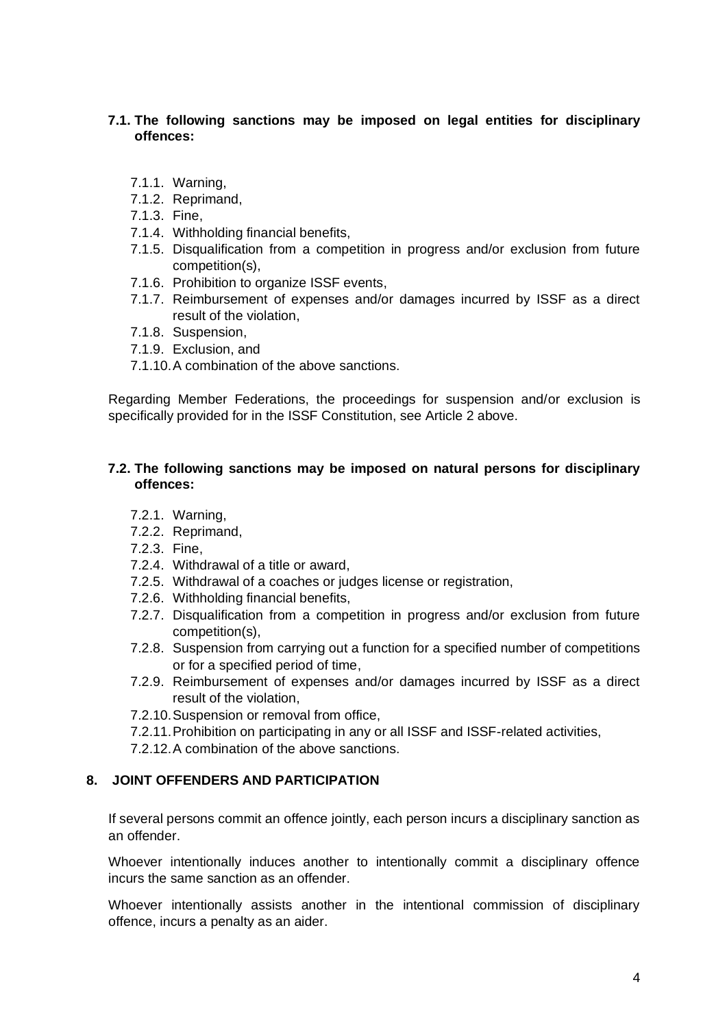**7.1. The following sanctions may be imposed on legal entities for disciplinary offences:**

- 7.1.1. Warning,
- 7.1.2. Reprimand,
- 7.1.3. Fine,
- 7.1.4. Withholding financial benefits,
- 7.1.5. Disqualification from a competition in progress and/or exclusion from future competition(s),
- 7.1.6. Prohibition to organize ISSF events,
- 7.1.7. Reimbursement of expenses and/or damages incurred by ISSF as a direct result of the violation,
- 7.1.8. Suspension,
- 7.1.9. Exclusion, and
- 7.1.10. A combination of the above sanctions.

Regarding Member Federations, the proceedings for suspension and/or exclusion is specifically provided for in the ISSF Constitution, see Article 2 above.

**7.2. The following sanctions may be imposed on natural persons for disciplinary offences:**

- 7.2.1. Warning,
- 7.2.2. Reprimand,
- 7.2.3. Fine,
- 7.2.4. Withdrawal of a title or award,
- 7.2.5. Withdrawal of a coaches or judges license or registration,
- 7.2.6. Withholding financial benefits,
- 7.2.7. Disqualification from a competition in progress and/or exclusion from future competition(s),
- 7.2.8. Suspension from carrying out a function for a specified number of competitions or for a specified period of time,
- 7.2.9. Reimbursement of expenses and/or damages incurred by ISSF as a direct result of the violation,
- 7.2.10. Suspension or removal from office,
- 7.2.11. Prohibition on participating in any or all ISSF and ISSF-related activities,
- 7.2.12. A combination of the above sanctions.

## 8. JOINT OFFENDERS AND PARTICIPATION

If several persons commit an offence jointly, each person incurs a disciplinary sanction as an offender.

Whoever intentionally induces another to intentionally commit a disciplinary offence incurs the same sanction as an offender.

Whoever intentionally assists another in the intentional commission of disciplinary offence, incurs a penalty as an aider.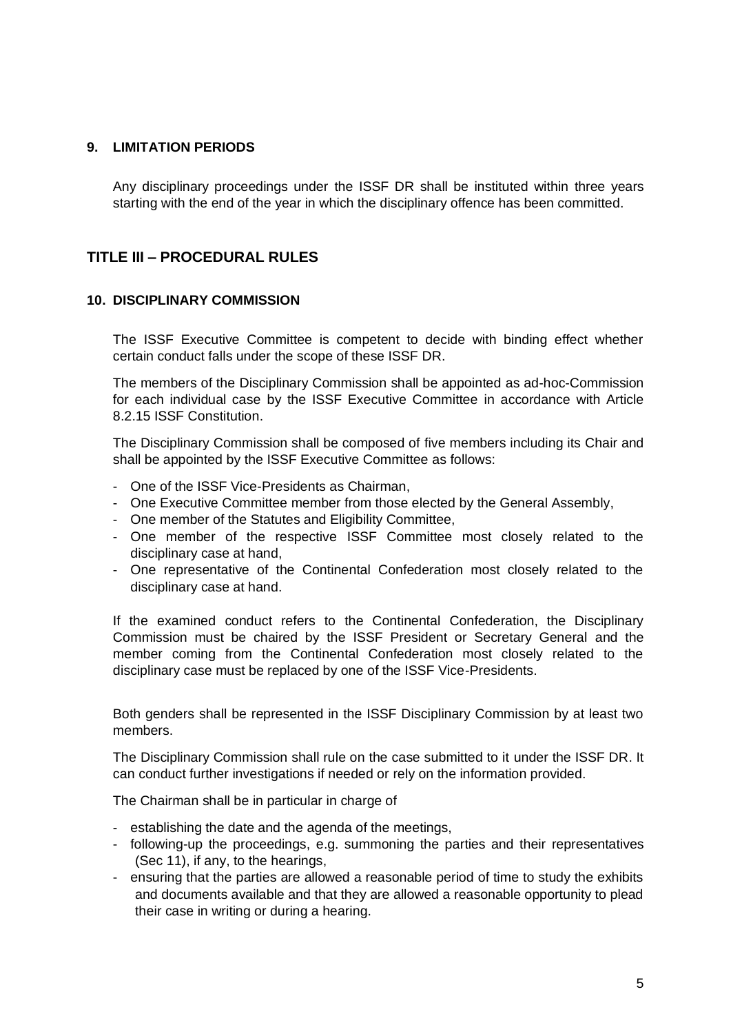### 9. LIMITATION PERIODS

Any disciplinary proceedings under the ISSF DR shall be instituted within three years starting with the end of the year in which the disciplinary offence has been committed.

## TITLE III – PROCEDURAL RULES

### 10. DISCIPLINARY COMMISSION

The ISSF Executive Committee is competent to decide with binding effect whether certain conduct falls under the scope of these ISSF DR.

The members of the Disciplinary Commission shall be appointed as ad-hoc-Commission for each individual case by the ISSF Executive Committee in accordance with Article 8.2.15 ISSF Constitution.

The Disciplinary Commission shall be composed of five members including its Chair and shall be appointed by the ISSF Executive Committee as follows:

- One of the ISSF Vice-Presidents as Chairman,
- One Executive Committee member from those elected by the General Assembly,
- One member of the Statutes and Eligibility Committee,
- One member of the respective ISSF Committee most closely related to the disciplinary case at hand,
- One representative of the Continental Confederation most closely related to the disciplinary case at hand.

If the examined conduct refers to the Continental Confederation, the Disciplinary Commission must be chaired by the ISSF President or Secretary General and the member coming from the Continental Confederation most closely related to the disciplinary case must be replaced by one of the ISSF Vice-Presidents.

Both genders shall be represented in the ISSF Disciplinary Commission by at least two members.

The Disciplinary Commission shall rule on the case submitted to it under the ISSF DR. It can conduct further investigations if needed or rely on the information provided.

The Chairman shall be in particular in charge of

- establishing the date and the agenda of the meetings,
- following-up the proceedings, e.g. summoning the parties and their representatives (Sec 11), if any, to the hearings,
- ensuring that the parties are allowed a reasonable period of time to study the exhibits and documents available and that they are allowed a reasonable opportunity to plead their case in writing or during a hearing.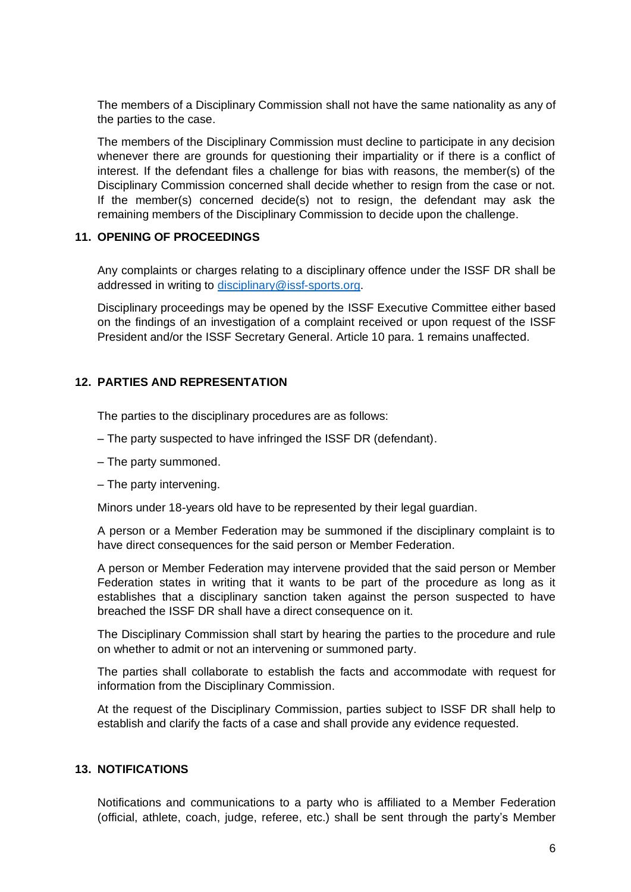The members of a Disciplinary Commission shall not have the same nationality as any of the parties to the case.

The members of the Disciplinary Commission must decline to participate in any decision whenever there are grounds for questioning their impartiality or if there is a conflict of interest. If the defendant files a challenge for bias with reasons, the member(s) of the Disciplinary Commission concerned shall decide whether to resign from the case or not. If the member(s) concerned decide(s) not to resign, the defendant may ask the remaining members of the Disciplinary Commission to decide upon the challenge.

## 11. OPENING OF PROCEEDINGS

Any complaints or charges relating to a disciplinary offence under the ISSF DR shall be addressed in writing to disciplinary@issf-sports.org.

Disciplinary proceedings may be opened by the ISSF Executive Committee either based on the findings of an investigation of a complaint received or upon request of the ISSF President and/or the ISSF Secretary General. Article 10 para. 1 remains unaffected.

## 12. PARTIES AND REPRESENTATION

The parties to the disciplinary procedures are as follows:

– The party suspected to have infringed the ISSF DR (defendant).

– The party summoned.

– The party intervening.

Minors under 18-years old have to be represented by their legal guardian.

A person or a Member Federation may be summoned if the disciplinary complaint is to have direct consequences for the said person or Member Federation.

A person or Member Federation may intervene provided that the said person or Member Federation states in writing that it wants to be part of the procedure as long as it establishes that a disciplinary sanction taken against the person suspected to have breached the ISSF DR shall have a direct consequence on it.

The Disciplinary Commission shall start by hearing the parties to the procedure and rule on whether to admit or not an intervening or summoned party.

The parties shall collaborate to establish the facts and accommodate with request for information from the Disciplinary Commission.

At the request of the Disciplinary Commission, parties subject to ISSF DR shall help to establish and clarify the facts of a case and shall provide any evidence requested.

## 13. NOTIFICATIONS

Notifications and communications to a party who is affiliated to a Member Federation (official, athlete, coach, judge, referee, etc.) shall be sent through the party's Member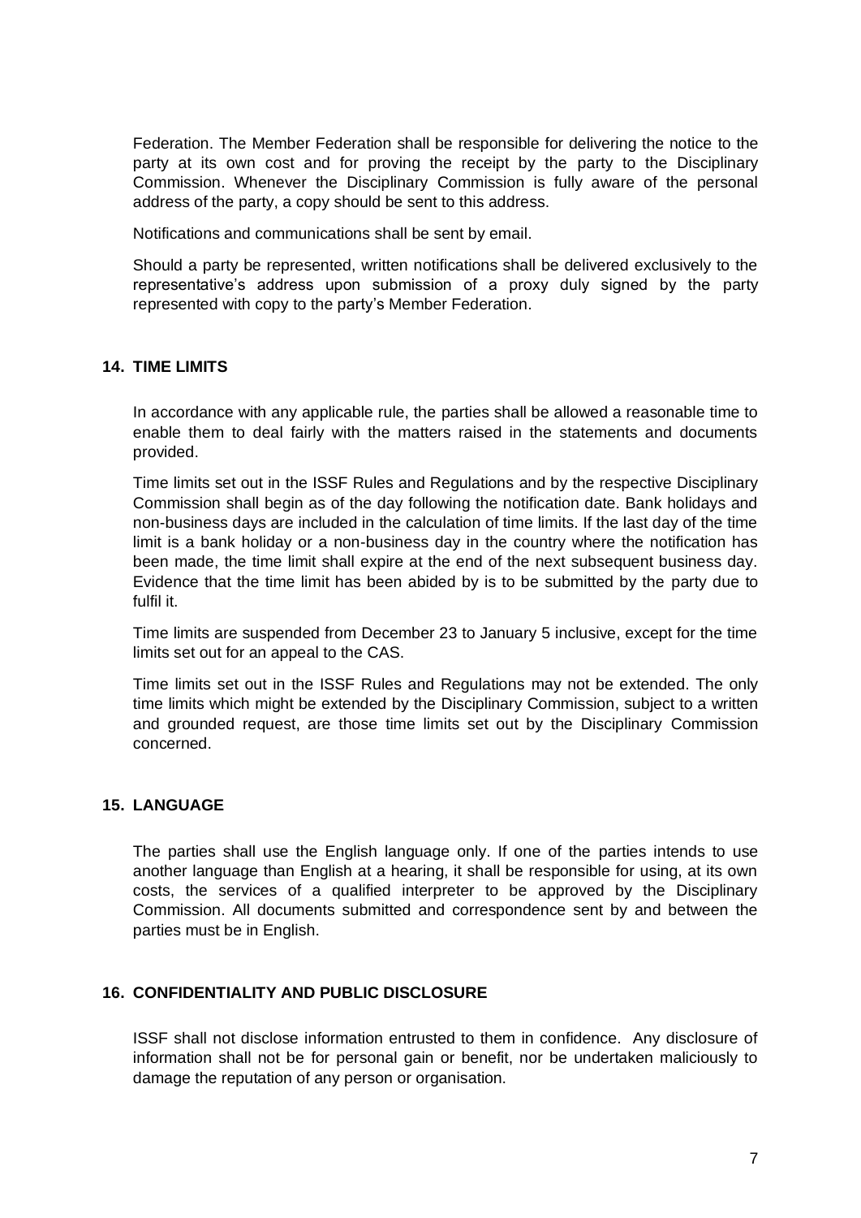Federation. The Member Federation shall be responsible for delivering the notice to the party at its own cost and for proving the receipt by the party to the Disciplinary Commission. Whenever the Disciplinary Commission is fully aware of the personal address of the party, a copy should be sent to this address.

Notifications and communications shall be sent by email.

Should a party be represented, written notifications shall be delivered exclusively to the representative's address upon submission of a proxy duly signed by the party represented with copy to the party's Member Federation.

## 14. TIME LIMITS

In accordance with any applicable rule, the parties shall be allowed a reasonable time to enable them to deal fairly with the matters raised in the statements and documents provided.

Time limits set out in the ISSF Rules and Regulations and by the respective Disciplinary Commission shall begin as of the day following the notification date. Bank holidays and non-business days are included in the calculation of time limits. If the last day of the time limit is a bank holiday or a non-business day in the country where the notification has been made, the time limit shall expire at the end of the next subsequent business day. Evidence that the time limit has been abided by is to be submitted by the party due to fulfil it.

Time limits are suspended from December 23 to January 5 inclusive, except for the time limits set out for an appeal to the CAS.

Time limits set out in the ISSF Rules and Regulations may not be extended. The only time limits which might be extended by the Disciplinary Commission, subject to a written and grounded request, are those time limits set out by the Disciplinary Commission concerned.

## 15. LANGUAGE

The parties shall use the English language only. If one of the parties intends to use another language than English at a hearing, it shall be responsible for using, at its own costs, the services of a qualified interpreter to be approved by the Disciplinary Commission. All documents submitted and correspondence sent by and between the parties must be in English.

## 16. CONFIDENTIALITY AND PUBLIC DISCLOSURE

ISSF shall not disclose information entrusted to them in confidence. Any disclosure of information shall not be for personal gain or benefit, nor be undertaken maliciously to damage the reputation of any person or organisation.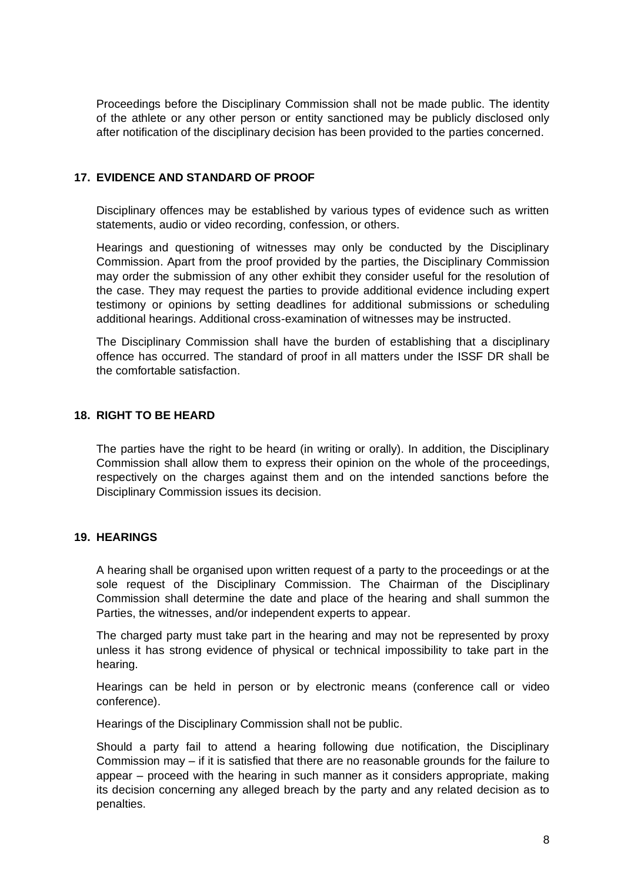Proceedings before the Disciplinary Commission shall not be made public. The identity of the athlete or any other person or entity sanctioned may be publicly disclosed only after notification of the disciplinary decision has been provided to the parties concerned.

## 17. EVIDENCE AND STANDARD OF PROOF

Disciplinary offences may be established by various types of evidence such as written statements, audio or video recording, confession, or others.

Hearings and questioning of witnesses may only be conducted by the Disciplinary Commission. Apart from the proof provided by the parties, the Disciplinary Commission may order the submission of any other exhibit they consider useful for the resolution of the case. They may request the parties to provide additional evidence including expert testimony or opinions by setting deadlines for additional submissions or scheduling additional hearings. Additional cross-examination of witnesses may be instructed.

The Disciplinary Commission shall have the burden of establishing that a disciplinary offence has occurred. The standard of proof in all matters under the ISSF DR shall be the comfortable satisfaction.

## 18. RIGHT TO BE HEARD

The parties have the right to be heard (in writing or orally). In addition, the Disciplinary Commission shall allow them to express their opinion on the whole of the proceedings, respectively on the charges against them and on the intended sanctions before the Disciplinary Commission issues its decision.

## 19. HEARINGS

A hearing shall be organised upon written request of a party to the proceedings or at the sole request of the Disciplinary Commission. The Chairman of the Disciplinary Commission shall determine the date and place of the hearing and shall summon the Parties, the witnesses, and/or independent experts to appear.

The charged party must take part in the hearing and may not be represented by proxy unless it has strong evidence of physical or technical impossibility to take part in the hearing.

Hearings can be held in person or by electronic means (conference call or video conference).

Hearings of the Disciplinary Commission shall not be public.

Should a party fail to attend a hearing following due notification, the Disciplinary Commission may – if it is satisfied that there are no reasonable grounds for the failure to appear – proceed with the hearing in such manner as it considers appropriate, making its decision concerning any alleged breach by the party and any related decision as to penalties.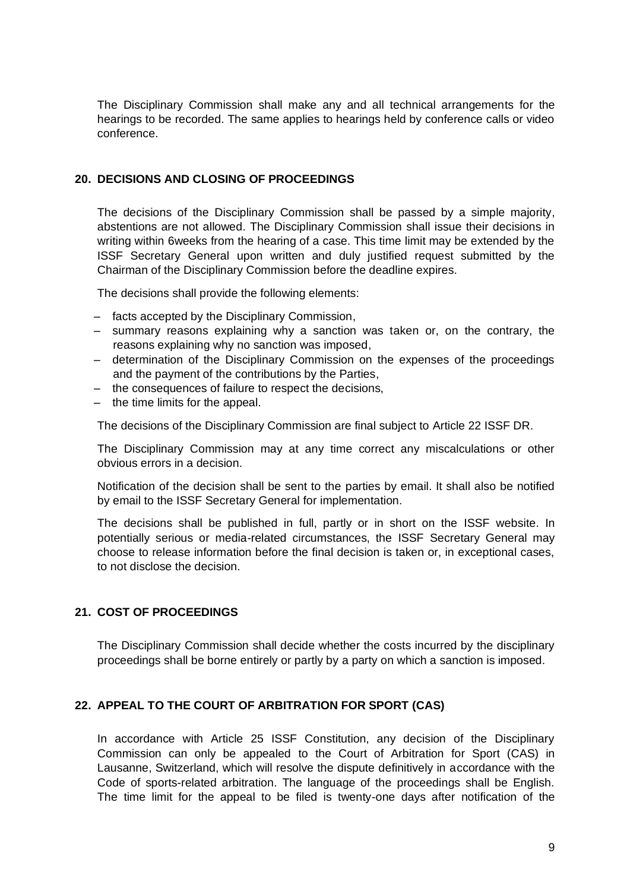The Disciplinary Commission shall make any and all technical arrangements for the hearings to be recorded. The same applies to hearings held by conference calls or video conference.

## 20. DECISIONS AND CLOSING OF PROCEEDINGS

The decisions of the Disciplinary Commission shall be passed by a simple majority, abstentions are not allowed. The Disciplinary Commission shall issue their decisions in writing within 6weeks from the hearing of a case. This time limit may be extended by the ISSF Secretary General upon written and duly justified request submitted by the Chairman of the Disciplinary Commission before the deadline expires.

The decisions shall provide the following elements:

- facts accepted by the Disciplinary Commission,
- summary reasons explaining why a sanction was taken or, on the contrary, the reasons explaining why no sanction was imposed,
- determination of the Disciplinary Commission on the expenses of the proceedings and the payment of the contributions by the Parties,
- the consequences of failure to respect the decisions,
- the time limits for the appeal.

The decisions of the Disciplinary Commission are final subject to Article 22 ISSF DR.

The Disciplinary Commission may at any time correct any miscalculations or other obvious errors in a decision.

Notification of the decision shall be sent to the parties by email. It shall also be notified by email to the ISSF Secretary General for implementation.

The decisions shall be published in full, partly or in short on the ISSF website. In potentially serious or media-related circumstances, the ISSF Secretary General may choose to release information before the final decision is taken or, in exceptional cases, to not disclose the decision.

## 21. COST OF PROCEEDINGS

The Disciplinary Commission shall decide whether the costs incurred by the disciplinary proceedings shall be borne entirely or partly by a party on which a sanction is imposed.

## 22. APPEAL TO THE COURT OF ARBITRATION FOR SPORT (CAS)

In accordance with Article 25 ISSF Constitution, any decision of the Disciplinary Commission can only be appealed to the Court of Arbitration for Sport (CAS) in Lausanne, Switzerland, which will resolve the dispute definitively in accordance with the Code of sports-related arbitration. The language of the proceedings shall be English. The time limit for the appeal to be filed is twenty-one days after notification of the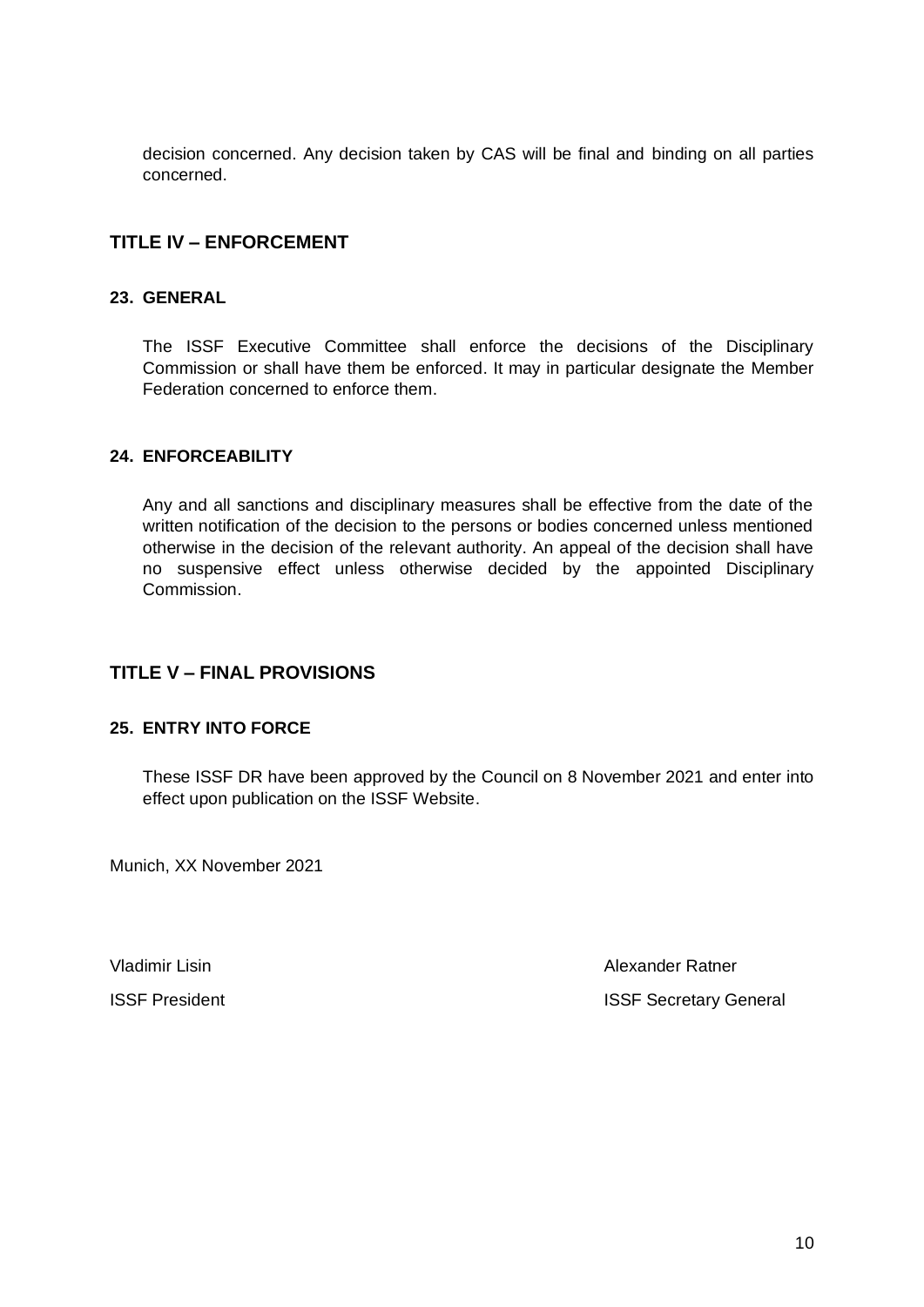decision concerned. Any decision taken by CAS will be final and binding on all parties concerned.

## TITLE IV – ENFORCEMENT

### 23. GENERAL

The ISSF Executive Committee shall enforce the decisions of the Disciplinary Commission or shall have them be enforced. It may in particular designate the Member Federation concerned to enforce them.

### 24. ENFORCEABILITY

Any and all sanctions and disciplinary measures shall be effective from the date of the written notification of the decision to the persons or bodies concerned unless mentioned otherwise in the decision of the relevant authority. An appeal of the decision shall have no suspensive effect unless otherwise decided by the appointed Disciplinary Commission.

## TITLE V – FINAL PROVISIONS

### 25. ENTRY INTO FORCE

These ISSF DR have been approved by the Council on 8 November 2021 and enter into effect upon publication on the ISSF Website.

Munich, XX November 2021

Vladimir Lisin
ISSF President

Alexander Ratner
ISSF Secretary General